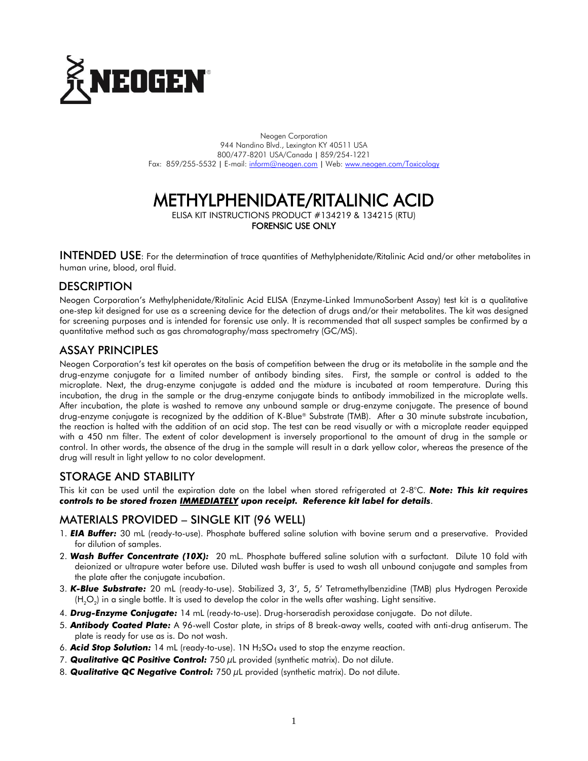NEOGEN®

Neogen Corporation
944 Nandino Blvd., Lexington KY 40511 USA
800/477-8201 USA/Canada | 859/254-1221
Fax: 859/255-5532 | E-mail: inform@neogen.com | Web: www.neogen.com/Toxicology

# METHYLPHENIDATE/RITALINIC ACID

ELISA KIT INSTRUCTIONS PRODUCT #134219 & 134215 (RTU)
FORENSIC USE ONLY

**INTENDED USE**: For the determination of trace quantities of Methylphenidate/Ritalinic Acid and/or other metabolites in human urine, blood, oral fluid.

## DESCRIPTION

Neogen Corporation's Methylphenidate/Ritalinic Acid ELISA (Enzyme-Linked ImmunoSorbent Assay) test kit is a qualitative one-step kit designed for use as a screening device for the detection of drugs and/or their metabolites. The kit was designed for screening purposes and is intended for forensic use only. It is recommended that all suspect samples be confirmed by a quantitative method such as gas chromatography/mass spectrometry (GC/MS).

## ASSAY PRINCIPLES

Neogen Corporation's test kit operates on the basis of competition between the drug or its metabolite in the sample and the drug-enzyme conjugate for a limited number of antibody binding sites. First, the sample or control is added to the microplate. Next, the drug-enzyme conjugate is added and the mixture is incubated at room temperature. During this incubation, the drug in the sample or the drug-enzyme conjugate binds to antibody immobilized in the microplate wells. After incubation, the plate is washed to remove any unbound sample or drug-enzyme conjugate. The presence of bound drug-enzyme conjugate is recognized by the addition of K-Blue® Substrate (TMB). After a 30 minute substrate incubation, the reaction is halted with the addition of an acid stop. The test can be read visually or with a microplate reader equipped with a 450 nm filter. The extent of color development is inversely proportional to the amount of drug in the sample or control. In other words, the absence of the drug in the sample will result in a dark yellow color, whereas the presence of the drug will result in light yellow to no color development.

## STORAGE AND STABILITY

This kit can be used until the expiration date on the label when stored refrigerated at 2-8°C. ***Note: This kit requires controls to be stored frozen IMMEDIATELY upon receipt. Reference kit label for details***.

## MATERIALS PROVIDED – SINGLE KIT (96 WELL)

1. ***EIA Buffer:*** 30 mL (ready-to-use). Phosphate buffered saline solution with bovine serum and a preservative. Provided for dilution of samples.
2. ***Wash Buffer Concentrate (10X):*** 20 mL. Phosphate buffered saline solution with a surfactant. Dilute 10 fold with deionized or ultrapure water before use. Diluted wash buffer is used to wash all unbound conjugate and samples from the plate after the conjugate incubation.
3. ***K-Blue Substrate:*** 20 mL (ready-to-use). Stabilized 3, 3', 5, 5' Tetramethylbenzidine (TMB) plus Hydrogen Peroxide ($H_2O_2$) in a single bottle. It is used to develop the color in the wells after washing. Light sensitive.
4. ***Drug-Enzyme Conjugate:*** 14 mL (ready-to-use). Drug-horseradish peroxidase conjugate. Do not dilute.
5. ***Antibody Coated Plate:*** A 96-well Costar plate, in strips of 8 break-away wells, coated with anti-drug antiserum. The plate is ready for use as is. Do not wash.
6. ***Acid Stop Solution:*** 14 mL (ready-to-use). 1N $H_2SO_4$ used to stop the enzyme reaction.
7. ***Qualitative QC Positive Control:*** 750 $\mu$L provided (synthetic matrix). Do not dilute.
8. ***Qualitative QC Negative Control:*** 750 $\mu$L provided (synthetic matrix). Do not dilute.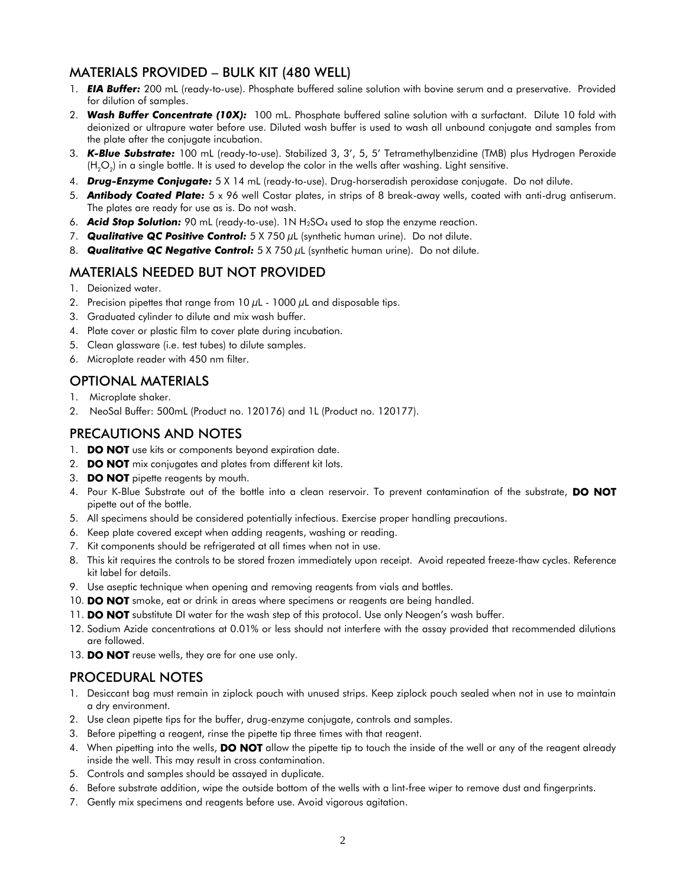## MATERIALS PROVIDED – BULK KIT (480 WELL)

1. ***EIA Buffer:*** 200 mL (ready-to-use). Phosphate buffered saline solution with bovine serum and a preservative. Provided for dilution of samples.
2. ***Wash Buffer Concentrate (10X):*** 100 mL. Phosphate buffered saline solution with a surfactant. Dilute 10 fold with deionized or ultrapure water before use. Diluted wash buffer is used to wash all unbound conjugate and samples from the plate after the conjugate incubation.
3. ***K-Blue Substrate:*** 100 mL (ready-to-use). Stabilized 3, 3', 5, 5' Tetramethylbenzidine (TMB) plus Hydrogen Peroxide ($H_2O_2$) in a single bottle. It is used to develop the color in the wells after washing. Light sensitive.
4. ***Drug-Enzyme Conjugate:*** 5 X 14 mL (ready-to-use). Drug-horseradish peroxidase conjugate. Do not dilute.
5. ***Antibody Coated Plate:*** 5 x 96 well Costar plates, in strips of 8 break-away wells, coated with anti-drug antiserum. The plates are ready for use as is. Do not wash.
6. ***Acid Stop Solution:*** 90 mL (ready-to-use). 1N $H_2SO_4$ used to stop the enzyme reaction.
7. ***Qualitative QC Positive Control:*** 5 X 750 $\mu$L (synthetic human urine). Do not dilute.
8. ***Qualitative QC Negative Control:*** 5 X 750 $\mu$L (synthetic human urine). Do not dilute.

## MATERIALS NEEDED BUT NOT PROVIDED

1. Deionized water.
2. Precision pipettes that range from 10 $\mu$L - 1000 $\mu$L and disposable tips.
3. Graduated cylinder to dilute and mix wash buffer.
4. Plate cover or plastic film to cover plate during incubation.
5. Clean glassware (i.e. test tubes) to dilute samples.
6. Microplate reader with 450 nm filter.

## OPTIONAL MATERIALS

1. Microplate shaker.
2. NeoSal Buffer: 500mL (Product no. 120176) and 1L (Product no. 120177).

## PRECAUTIONS AND NOTES

1. **DO NOT** use kits or components beyond expiration date.
2. **DO NOT** mix conjugates and plates from different kit lots.
3. **DO NOT** pipette reagents by mouth.
4. Pour K-Blue Substrate out of the bottle into a clean reservoir. To prevent contamination of the substrate, **DO NOT** pipette out of the bottle.
5. All specimens should be considered potentially infectious. Exercise proper handling precautions.
6. Keep plate covered except when adding reagents, washing or reading.
7. Kit components should be refrigerated at all times when not in use.
8. This kit requires the controls to be stored frozen immediately upon receipt. Avoid repeated freeze-thaw cycles. Reference kit label for details.
9. Use aseptic technique when opening and removing reagents from vials and bottles.
10. **DO NOT** smoke, eat or drink in areas where specimens or reagents are being handled.
11. **DO NOT** substitute DI water for the wash step of this protocol. Use only Neogen's wash buffer.
12. Sodium Azide concentrations at 0.01% or less should not interfere with the assay provided that recommended dilutions are followed.
13. **DO NOT** reuse wells, they are for one use only.

## PROCEDURAL NOTES

1. Desiccant bag must remain in ziplock pouch with unused strips. Keep ziplock pouch sealed when not in use to maintain a dry environment.
2. Use clean pipette tips for the buffer, drug-enzyme conjugate, controls and samples.
3. Before pipetting a reagent, rinse the pipette tip three times with that reagent.
4. When pipetting into the wells, **DO NOT** allow the pipette tip to touch the inside of the well or any of the reagent already inside the well. This may result in cross contamination.
5. Controls and samples should be assayed in duplicate.
6. Before substrate addition, wipe the outside bottom of the wells with a lint-free wiper to remove dust and fingerprints.
7. Gently mix specimens and reagents before use. Avoid vigorous agitation.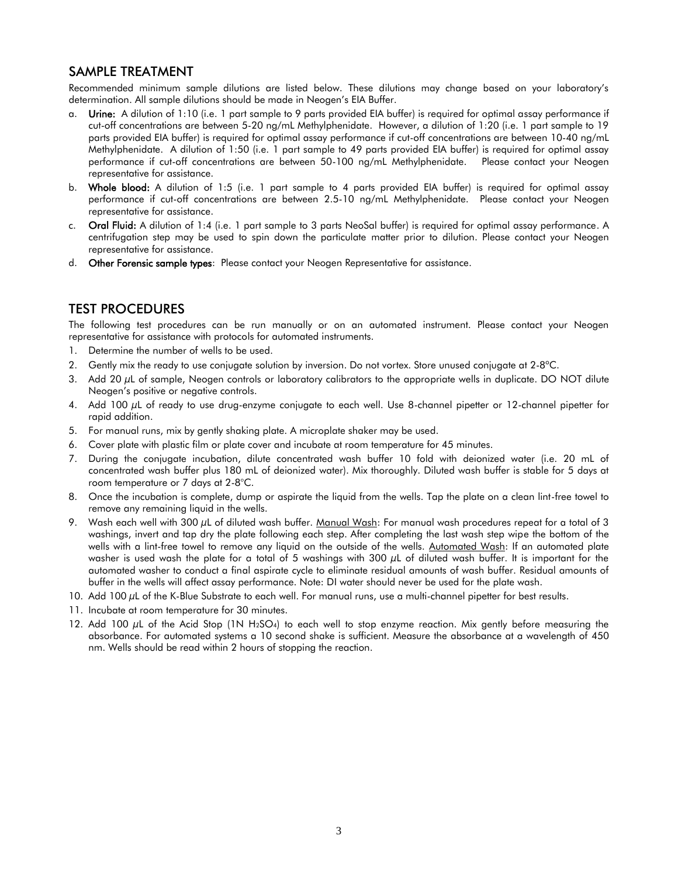## SAMPLE TREATMENT

Recommended minimum sample dilutions are listed below. These dilutions may change based on your laboratory's determination. All sample dilutions should be made in Neogen's EIA Buffer.

a. **Urine:** A dilution of 1:10 (i.e. 1 part sample to 9 parts provided EIA buffer) is required for optimal assay performance if cut-off concentrations are between 5-20 ng/mL Methylphenidate. However, a dilution of 1:20 (i.e. 1 part sample to 19 parts provided EIA buffer) is required for optimal assay performance if cut-off concentrations are between 10-40 ng/mL Methylphenidate. A dilution of 1:50 (i.e. 1 part sample to 49 parts provided EIA buffer) is required for optimal assay performance if cut-off concentrations are between 50-100 ng/mL Methylphenidate. Please contact your Neogen representative for assistance.
b. **Whole blood:** A dilution of 1:5 (i.e. 1 part sample to 4 parts provided EIA buffer) is required for optimal assay performance if cut-off concentrations are between 2.5-10 ng/mL Methylphenidate. Please contact your Neogen representative for assistance.
c. **Oral Fluid:** A dilution of 1:4 (i.e. 1 part sample to 3 parts NeoSal buffer) is required for optimal assay performance. A centrifugation step may be used to spin down the particulate matter prior to dilution. Please contact your Neogen representative for assistance.
d. **Other Forensic sample types**: Please contact your Neogen Representative for assistance.

## TEST PROCEDURES

The following test procedures can be run manually or on an automated instrument. Please contact your Neogen representative for assistance with protocols for automated instruments.

1. Determine the number of wells to be used.
2. Gently mix the ready to use conjugate solution by inversion. Do not vortex. Store unused conjugate at 2-8°C.
3. Add 20 µL of sample, Neogen controls or laboratory calibrators to the appropriate wells in duplicate. DO NOT dilute Neogen's positive or negative controls.
4. Add 100 µL of ready to use drug-enzyme conjugate to each well. Use 8-channel pipetter or 12-channel pipetter for rapid addition.
5. For manual runs, mix by gently shaking plate. A microplate shaker may be used.
6. Cover plate with plastic film or plate cover and incubate at room temperature for 45 minutes.
7. During the conjugate incubation, dilute concentrated wash buffer 10 fold with deionized water (i.e. 20 mL of concentrated wash buffer plus 180 mL of deionized water). Mix thoroughly. Diluted wash buffer is stable for 5 days at room temperature or 7 days at 2-8°C.
8. Once the incubation is complete, dump or aspirate the liquid from the wells. Tap the plate on a clean lint-free towel to remove any remaining liquid in the wells.
9. Wash each well with 300 µL of diluted wash buffer. Manual Wash: For manual wash procedures repeat for a total of 3 washings, invert and tap dry the plate following each step. After completing the last wash step wipe the bottom of the wells with a lint-free towel to remove any liquid on the outside of the wells. Automated Wash: If an automated plate washer is used wash the plate for a total of 5 washings with 300 µL of diluted wash buffer. It is important for the automated washer to conduct a final aspirate cycle to eliminate residual amounts of wash buffer. Residual amounts of buffer in the wells will affect assay performance. Note: DI water should never be used for the plate wash.
10. Add 100 µL of the K-Blue Substrate to each well. For manual runs, use a multi-channel pipetter for best results.
11. Incubate at room temperature for 30 minutes.
12. Add 100 µL of the Acid Stop (1N $H_2SO_4$) to each well to stop enzyme reaction. Mix gently before measuring the absorbance. For automated systems a 10 second shake is sufficient. Measure the absorbance at a wavelength of 450 nm. Wells should be read within 2 hours of stopping the reaction.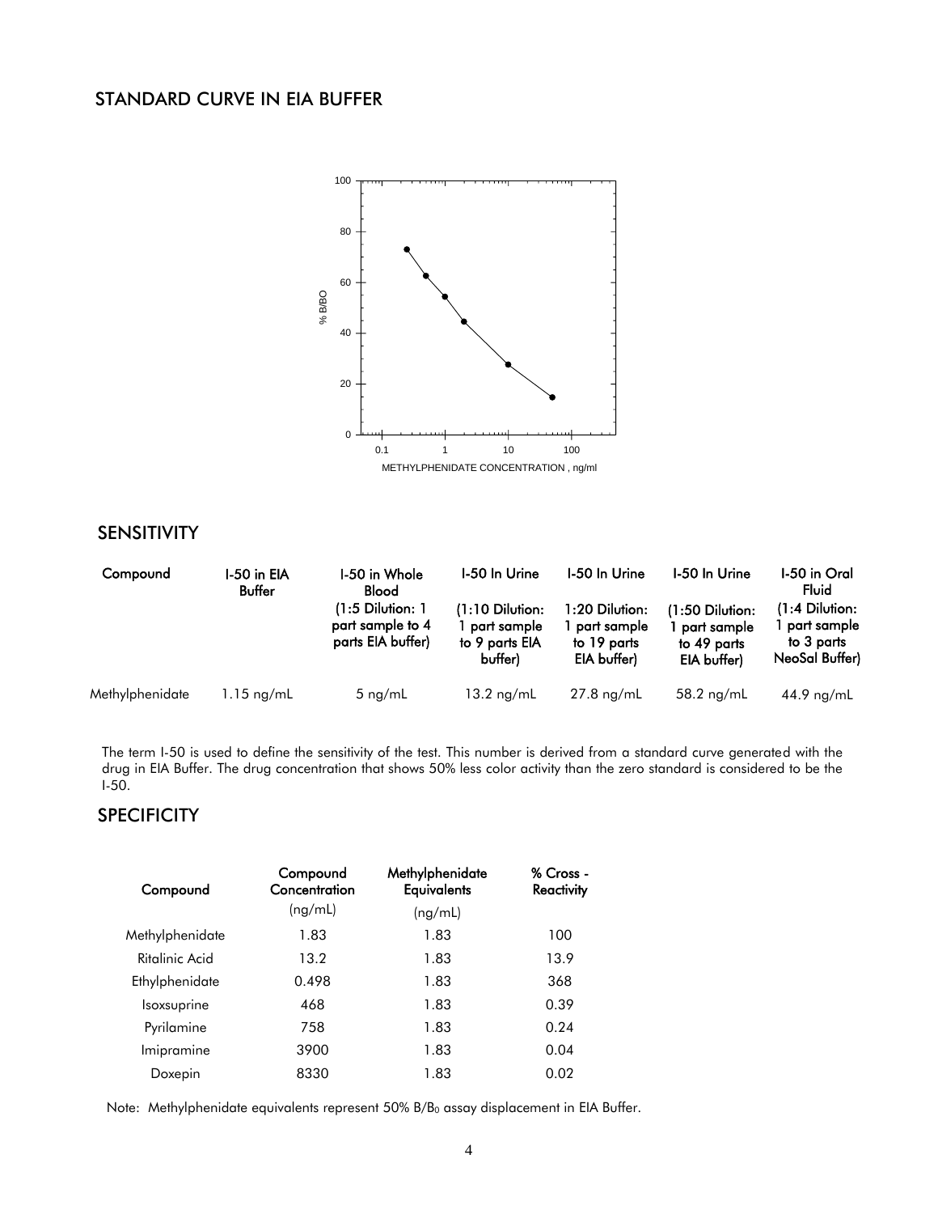## STANDARD CURVE IN EIA BUFFER

## SENSITIVITY

| Compound | I-50 in EIA Buffer | I-50 in Whole Blood (1:5 Dilution: 1 part sample to 4 parts EIA buffer) | I-50 In Urine (1:10 Dilution: 1 part sample to 9 parts EIA buffer) | I-50 In Urine 1:20 Dilution: 1 part sample to 19 parts EIA buffer) | I-50 In Urine (1:50 Dilution: 1 part sample to 49 parts EIA buffer) | I-50 in Oral Fluid (1:4 Dilution: 1 part sample to 3 parts NeoSal Buffer) |
|---|---|---|---|---|---|---|
| Methylphenidate | 1.15 ng/mL | 5 ng/mL | 13.2 ng/mL | 27.8 ng/mL | 58.2 ng/mL | 44.9 ng/mL |

The term I-50 is used to define the sensitivity of the test. This number is derived from a standard curve generated with the drug in EIA Buffer. The drug concentration that shows 50% less color activity than the zero standard is considered to be the I-50.

## SPECIFICITY

| Compound | Compound Concentration (ng/mL) | Methylphenidate Equivalents (ng/mL) | % Cross - Reactivity |
|---|---|---|---|
| Methylphenidate | 1.83 | 1.83 | 100 |
| Ritalinic Acid | 13.2 | 1.83 | 13.9 |
| Ethylphenidate | 0.498 | 1.83 | 368 |
| Isoxsuprine | 468 | 1.83 | 0.39 |
| Pyrilamine | 758 | 1.83 | 0.24 |
| Imipramine | 3900 | 1.83 | 0.04 |
| Doxepin | 8330 | 1.83 | 0.02 |

Note: Methylphenidate equivalents represent 50% $B/B_0$ assay displacement in EIA Buffer.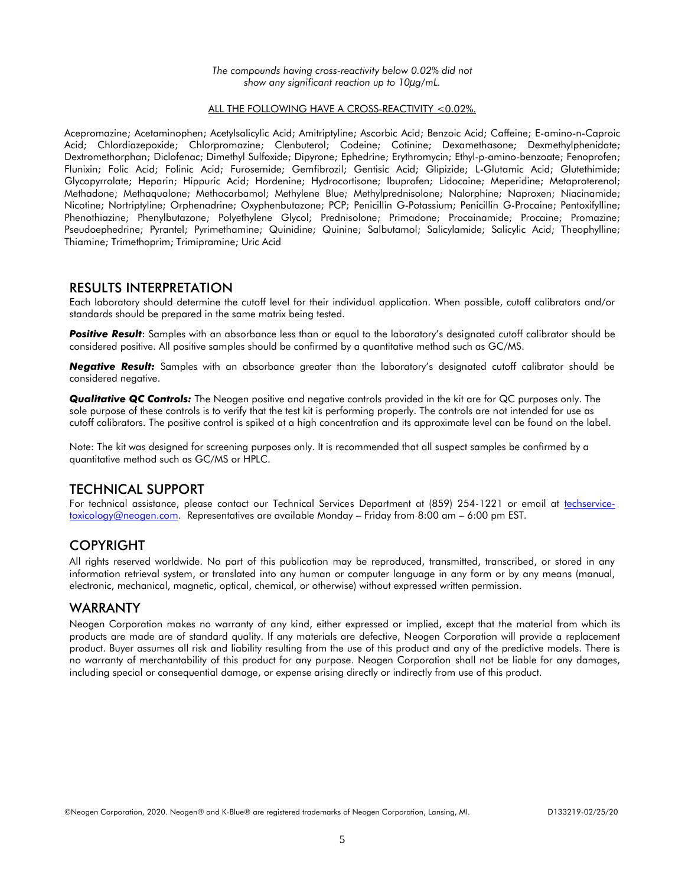*The compounds having cross-reactivity below 0.02% did not show any significant reaction up to 10µg/mL.*

ALL THE FOLLOWING HAVE A CROSS-REACTIVITY <0.02%.

Acepromazine; Acetaminophen; Acetylsalicylic Acid; Amitriptyline; Ascorbic Acid; Benzoic Acid; Caffeine; E-amino-n-Caproic Acid; Chlordiazepoxide; Chlorpromazine; Clenbuterol; Codeine; Cotinine; Dexamethasone; Dexmethylphenidate; Dextromethorphan; Diclofenac; Dimethyl Sulfoxide; Dipyrone; Ephedrine; Erythromycin; Ethyl-p-amino-benzoate; Fenoprofen; Flunixin; Folic Acid; Folinic Acid; Furosemide; Gemfibrozil; Gentisic Acid; Glipizide; L-Glutamic Acid; Glutethimide; Glycopyrrolate; Heparin; Hippuric Acid; Hordenine; Hydrocortisone; Ibuprofen; Lidocaine; Meperidine; Metaproterenol; Methadone; Methaqualone; Methocarbamol; Methylene Blue; Methylprednisolone; Nalorphine; Naproxen; Niacinamide; Nicotine; Nortriptyline; Orphenadrine; Oxyphenbutazone; PCP; Penicillin G-Potassium; Penicillin G-Procaine; Pentoxifylline; Phenothiazine; Phenylbutazone; Polyethylene Glycol; Prednisolone; Primadone; Procainamide; Procaine; Promazine; Pseudoephedrine; Pyrantel; Pyrimethamine; Quinidine; Quinine; Salbutamol; Salicylamide; Salicylic Acid; Theophylline; Thiamine; Trimethoprim; Trimipramine; Uric Acid

## RESULTS INTERPRETATION

Each laboratory should determine the cutoff level for their individual application. When possible, cutoff calibrators and/or standards should be prepared in the same matrix being tested.

***Positive Result***: Samples with an absorbance less than or equal to the laboratory's designated cutoff calibrator should be considered positive. All positive samples should be confirmed by a quantitative method such as GC/MS.

***Negative Result:*** Samples with an absorbance greater than the laboratory's designated cutoff calibrator should be considered negative.

***Qualitative QC Controls:*** The Neogen positive and negative controls provided in the kit are for QC purposes only. The sole purpose of these controls is to verify that the test kit is performing properly. The controls are not intended for use as cutoff calibrators. The positive control is spiked at a high concentration and its approximate level can be found on the label.

Note: The kit was designed for screening purposes only. It is recommended that all suspect samples be confirmed by a quantitative method such as GC/MS or HPLC.

## TECHNICAL SUPPORT

For technical assistance, please contact our Technical Services Department at (859) 254-1221 or email at techservice-toxicology@neogen.com. Representatives are available Monday – Friday from 8:00 am – 6:00 pm EST.

## COPYRIGHT

All rights reserved worldwide. No part of this publication may be reproduced, transmitted, transcribed, or stored in any information retrieval system, or translated into any human or computer language in any form or by any means (manual, electronic, mechanical, magnetic, optical, chemical, or otherwise) without expressed written permission.

## WARRANTY

Neogen Corporation makes no warranty of any kind, either expressed or implied, except that the material from which its products are made are of standard quality. If any materials are defective, Neogen Corporation will provide a replacement product. Buyer assumes all risk and liability resulting from the use of this product and any of the predictive models. There is no warranty of merchantability of this product for any purpose. Neogen Corporation shall not be liable for any damages, including special or consequential damage, or expense arising directly or indirectly from use of this product.

©Neogen Corporation, 2020. Neogen® and K-Blue® are registered trademarks of Neogen Corporation, Lansing, MI. D133219-02/25/20